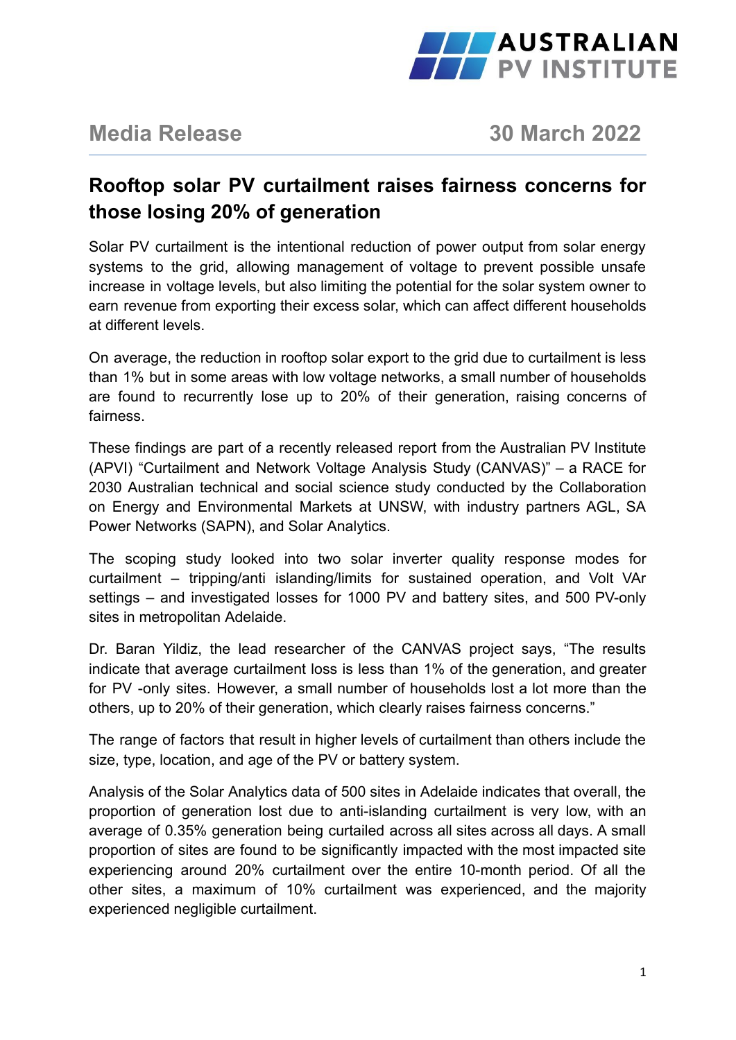**AUSTRALIAN PV INSTITUTE**

**Media Release** **30 March 2022**

# Rooftop solar PV curtailment raises fairness concerns for those losing 20% of generation

Solar PV curtailment is the intentional reduction of power output from solar energy systems to the grid, allowing management of voltage to prevent possible unsafe increase in voltage levels, but also limiting the potential for the solar system owner to earn revenue from exporting their excess solar, which can affect different households at different levels.

On average, the reduction in rooftop solar export to the grid due to curtailment is less than 1% but in some areas with low voltage networks, a small number of households are found to recurrently lose up to 20% of their generation, raising concerns of fairness.

These findings are part of a recently released report from the Australian PV Institute (APVI) "Curtailment and Network Voltage Analysis Study (CANVAS)" – a RACE for 2030 Australian technical and social science study conducted by the Collaboration on Energy and Environmental Markets at UNSW, with industry partners AGL, SA Power Networks (SAPN), and Solar Analytics.

The scoping study looked into two solar inverter quality response modes for curtailment – tripping/anti islanding/limits for sustained operation, and Volt VAr settings – and investigated losses for 1000 PV and battery sites, and 500 PV-only sites in metropolitan Adelaide.

Dr. Baran Yildiz, the lead researcher of the CANVAS project says, "The results indicate that average curtailment loss is less than 1% of the generation, and greater for PV -only sites. However, a small number of households lost a lot more than the others, up to 20% of their generation, which clearly raises fairness concerns."

The range of factors that result in higher levels of curtailment than others include the size, type, location, and age of the PV or battery system.

Analysis of the Solar Analytics data of 500 sites in Adelaide indicates that overall, the proportion of generation lost due to anti-islanding curtailment is very low, with an average of 0.35% generation being curtailed across all sites across all days. A small proportion of sites are found to be significantly impacted with the most impacted site experiencing around 20% curtailment over the entire 10-month period. Of all the other sites, a maximum of 10% curtailment was experienced, and the majority experienced negligible curtailment.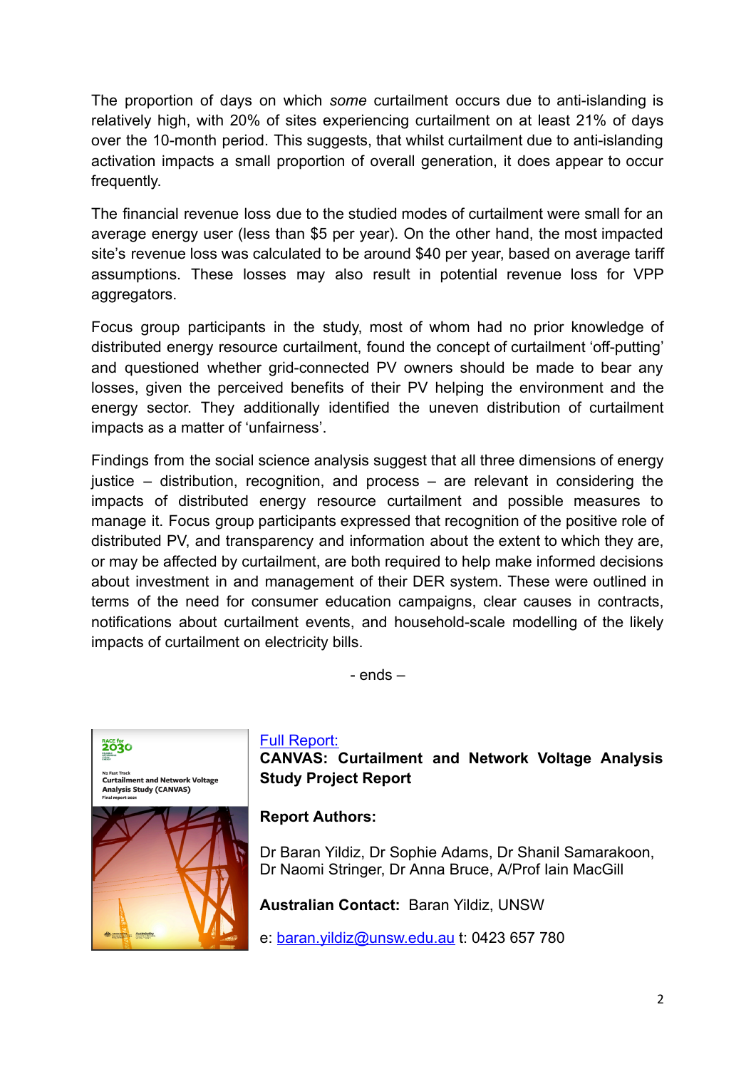The proportion of days on which *some* curtailment occurs due to anti-islanding is relatively high, with 20% of sites experiencing curtailment on at least 21% of days over the 10-month period. This suggests, that whilst curtailment due to anti-islanding activation impacts a small proportion of overall generation, it does appear to occur frequently.

The financial revenue loss due to the studied modes of curtailment were small for an average energy user (less than $5 per year). On the other hand, the most impacted site's revenue loss was calculated to be around $40 per year, based on average tariff assumptions. These losses may also result in potential revenue loss for VPP aggregators.

Focus group participants in the study, most of whom had no prior knowledge of distributed energy resource curtailment, found the concept of curtailment 'off-putting' and questioned whether grid-connected PV owners should be made to bear any losses, given the perceived benefits of their PV helping the environment and the energy sector. They additionally identified the uneven distribution of curtailment impacts as a matter of 'unfairness'.

Findings from the social science analysis suggest that all three dimensions of energy justice – distribution, recognition, and process – are relevant in considering the impacts of distributed energy resource curtailment and possible measures to manage it. Focus group participants expressed that recognition of the positive role of distributed PV, and transparency and information about the extent to which they are, or may be affected by curtailment, are both required to help make informed decisions about investment in and management of their DER system. These were outlined in terms of the need for consumer education campaigns, clear causes in contracts, notifications about curtailment events, and household-scale modelling of the likely impacts of curtailment on electricity bills.

- ends –

Full Report:

**CANVAS: Curtailment and Network Voltage Analysis Study Project Report**

**Report Authors:**

Dr Baran Yildiz, Dr Sophie Adams, Dr Shanil Samarakoon, Dr Naomi Stringer, Dr Anna Bruce, A/Prof Iain MacGill

**Australian Contact:** Baran Yildiz, UNSW

e: baran.yildiz@unsw.edu.au t: 0423 657 780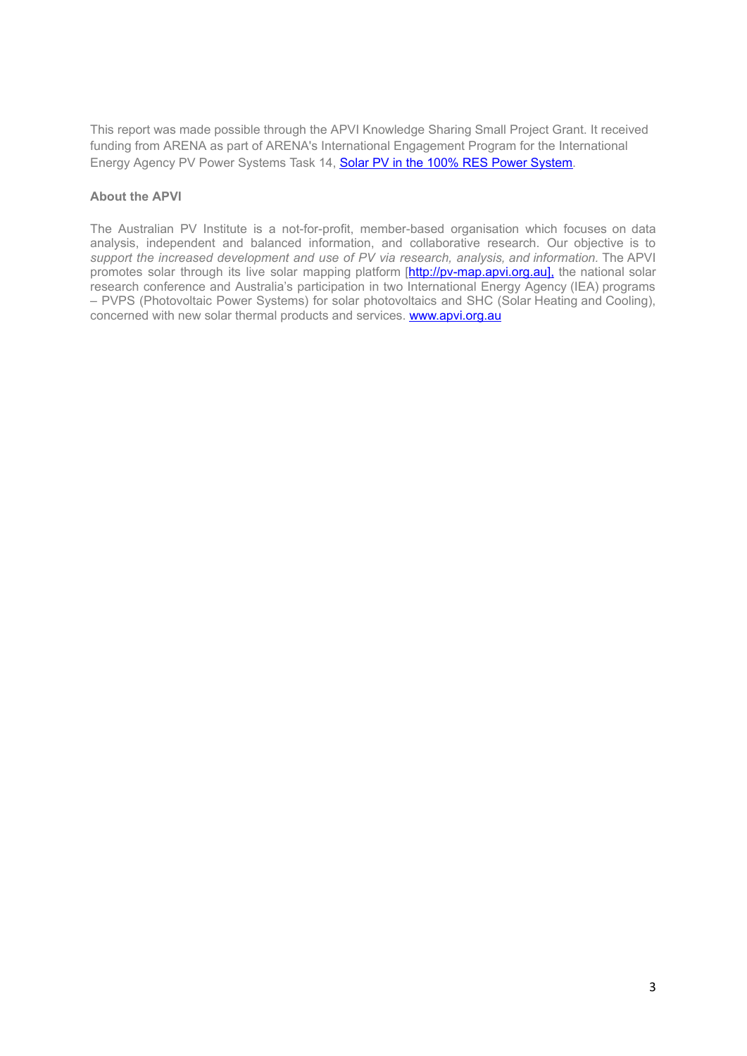This report was made possible through the APVI Knowledge Sharing Small Project Grant. It received funding from ARENA as part of ARENA's International Engagement Program for the International Energy Agency PV Power Systems Task 14, [Solar PV in the 100% RES Power System](Solar PV in the 100% RES Power System).

**About the APVI**

The Australian PV Institute is a not-for-profit, member-based organisation which focuses on data analysis, independent and balanced information, and collaborative research. Our objective is to *support the increased development and use of PV via research, analysis, and information.* The APVI promotes solar through its live solar mapping platform [http://pv-map.apvi.org.au], the national solar research conference and Australia's participation in two International Energy Agency (IEA) programs – PVPS (Photovoltaic Power Systems) for solar photovoltaics and SHC (Solar Heating and Cooling), concerned with new solar thermal products and services. www.apvi.org.au